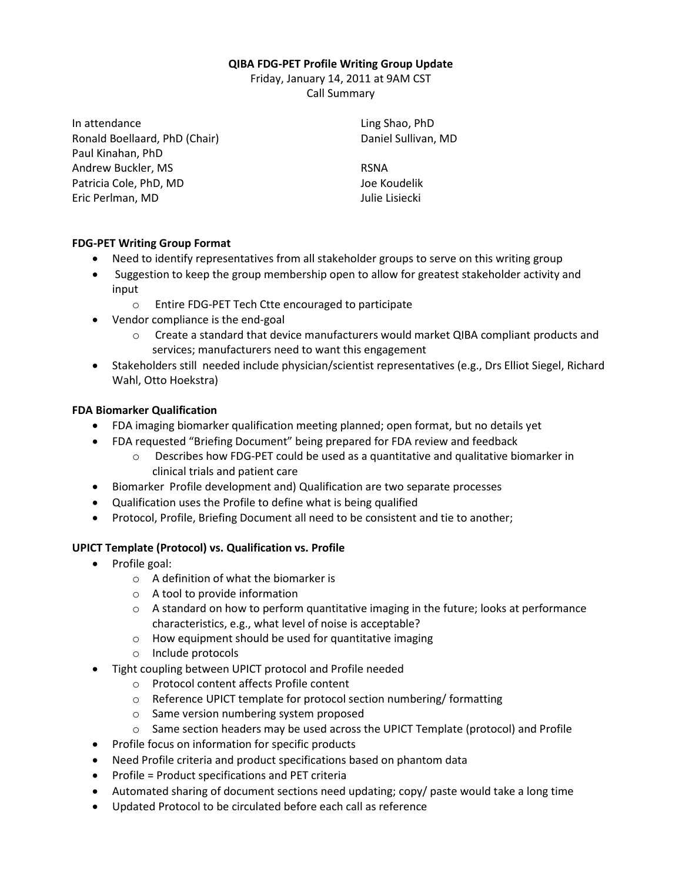**QIBA FDG-PET Profile Writing Group Update**

Friday, January 14, 2011 at 9AM CST

Call Summary

In attendance

Ronald Boellaard, PhD (Chair)
Paul Kinahan, PhD
Andrew Buckler, MS
Patricia Cole, PhD, MD
Eric Perlman, MD
Ling Shao, PhD
Daniel Sullivan, MD

RSNA
Joe Koudelik
Julie Lisiecki

**FDG-PET Writing Group Format**

- Need to identify representatives from all stakeholder groups to serve on this writing group
- Suggestion to keep the group membership open to allow for greatest stakeholder activity and input
  - Entire FDG-PET Tech Ctte encouraged to participate
- Vendor compliance is the end-goal
  - Create a standard that device manufacturers would market QIBA compliant products and services; manufacturers need to want this engagement
- Stakeholders still needed include physician/scientist representatives (e.g., Drs Elliot Siegel, Richard Wahl, Otto Hoekstra)

**FDA Biomarker Qualification**

- FDA imaging biomarker qualification meeting planned; open format, but no details yet
- FDA requested "Briefing Document" being prepared for FDA review and feedback
  - Describes how FDG-PET could be used as a quantitative and qualitative biomarker in clinical trials and patient care
- Biomarker Profile development and) Qualification are two separate processes
- Qualification uses the Profile to define what is being qualified
- Protocol, Profile, Briefing Document all need to be consistent and tie to another;

**UPICT Template (Protocol) vs. Qualification vs. Profile**

- Profile goal:
  - A definition of what the biomarker is
  - A tool to provide information
  - A standard on how to perform quantitative imaging in the future; looks at performance characteristics, e.g., what level of noise is acceptable?
  - How equipment should be used for quantitative imaging
  - Include protocols
- Tight coupling between UPICT protocol and Profile needed
  - Protocol content affects Profile content
  - Reference UPICT template for protocol section numbering/ formatting
  - Same version numbering system proposed
  - Same section headers may be used across the UPICT Template (protocol) and Profile
- Profile focus on information for specific products
- Need Profile criteria and product specifications based on phantom data
- Profile = Product specifications and PET criteria
- Automated sharing of document sections need updating; copy/ paste would take a long time
- Updated Protocol to be circulated before each call as reference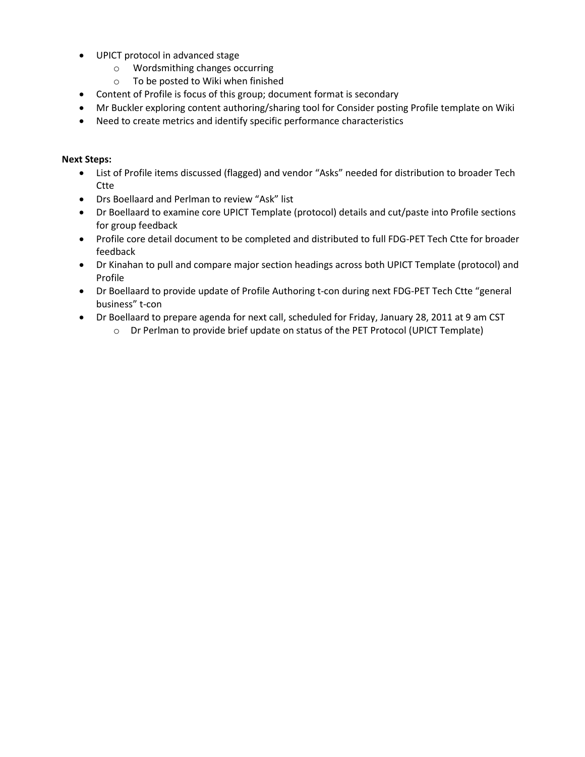- UPICT protocol in advanced stage
  - Wordsmithing changes occurring
  - To be posted to Wiki when finished
- Content of Profile is focus of this group; document format is secondary
- Mr Buckler exploring content authoring/sharing tool for Consider posting Profile template on Wiki
- Need to create metrics and identify specific performance characteristics

**Next Steps:**

- List of Profile items discussed (flagged) and vendor "Asks" needed for distribution to broader Tech Ctte
- Drs Boellaard and Perlman to review "Ask" list
- Dr Boellaard to examine core UPICT Template (protocol) details and cut/paste into Profile sections for group feedback
- Profile core detail document to be completed and distributed to full FDG-PET Tech Ctte for broader feedback
- Dr Kinahan to pull and compare major section headings across both UPICT Template (protocol) and Profile
- Dr Boellaard to provide update of Profile Authoring t-con during next FDG-PET Tech Ctte "general business" t-con
- Dr Boellaard to prepare agenda for next call, scheduled for Friday, January 28, 2011 at 9 am CST
  - Dr Perlman to provide brief update on status of the PET Protocol (UPICT Template)